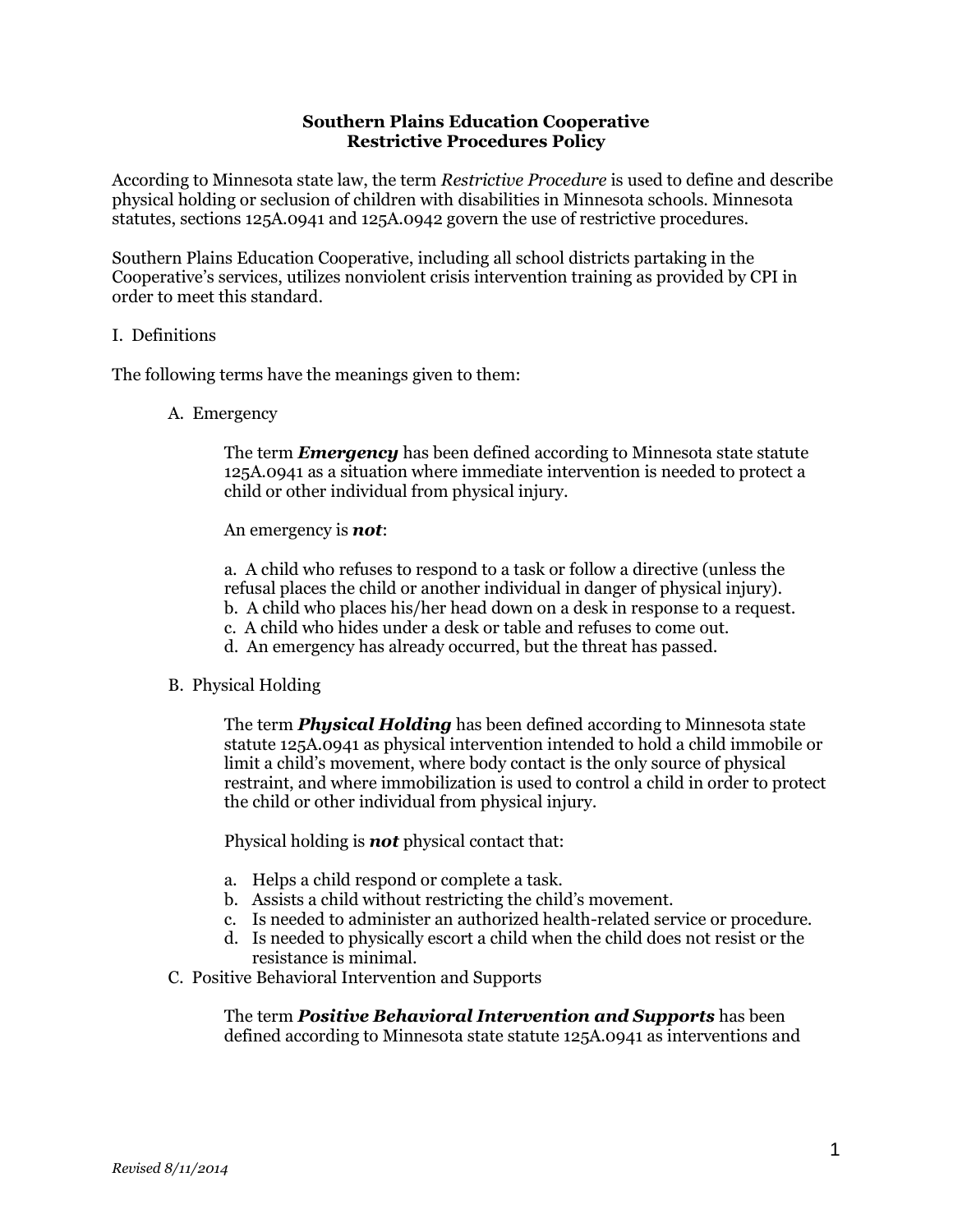**Southern Plains Education Cooperative**
**Restrictive Procedures Policy**

According to Minnesota state law, the term *Restrictive Procedure* is used to define and describe physical holding or seclusion of children with disabilities in Minnesota schools. Minnesota statutes, sections 125A.0941 and 125A.0942 govern the use of restrictive procedures.

Southern Plains Education Cooperative, including all school districts partaking in the Cooperative's services, utilizes nonviolent crisis intervention training as provided by CPI in order to meet this standard.

I. Definitions

The following terms have the meanings given to them:

A. Emergency

The term ***Emergency*** has been defined according to Minnesota state statute 125A.0941 as a situation where immediate intervention is needed to protect a child or other individual from physical injury.

An emergency is ***not***:

a. A child who refuses to respond to a task or follow a directive (unless the refusal places the child or another individual in danger of physical injury).
b. A child who places his/her head down on a desk in response to a request.
c. A child who hides under a desk or table and refuses to come out.
d. An emergency has already occurred, but the threat has passed.

B. Physical Holding

The term ***Physical Holding*** has been defined according to Minnesota state statute 125A.0941 as physical intervention intended to hold a child immobile or limit a child's movement, where body contact is the only source of physical restraint, and where immobilization is used to control a child in order to protect the child or other individual from physical injury.

Physical holding is ***not*** physical contact that:

a. Helps a child respond or complete a task.
b. Assists a child without restricting the child's movement.
c. Is needed to administer an authorized health-related service or procedure.
d. Is needed to physically escort a child when the child does not resist or the resistance is minimal.

C. Positive Behavioral Intervention and Supports

The term ***Positive Behavioral Intervention and Supports*** has been defined according to Minnesota state statute 125A.0941 as interventions and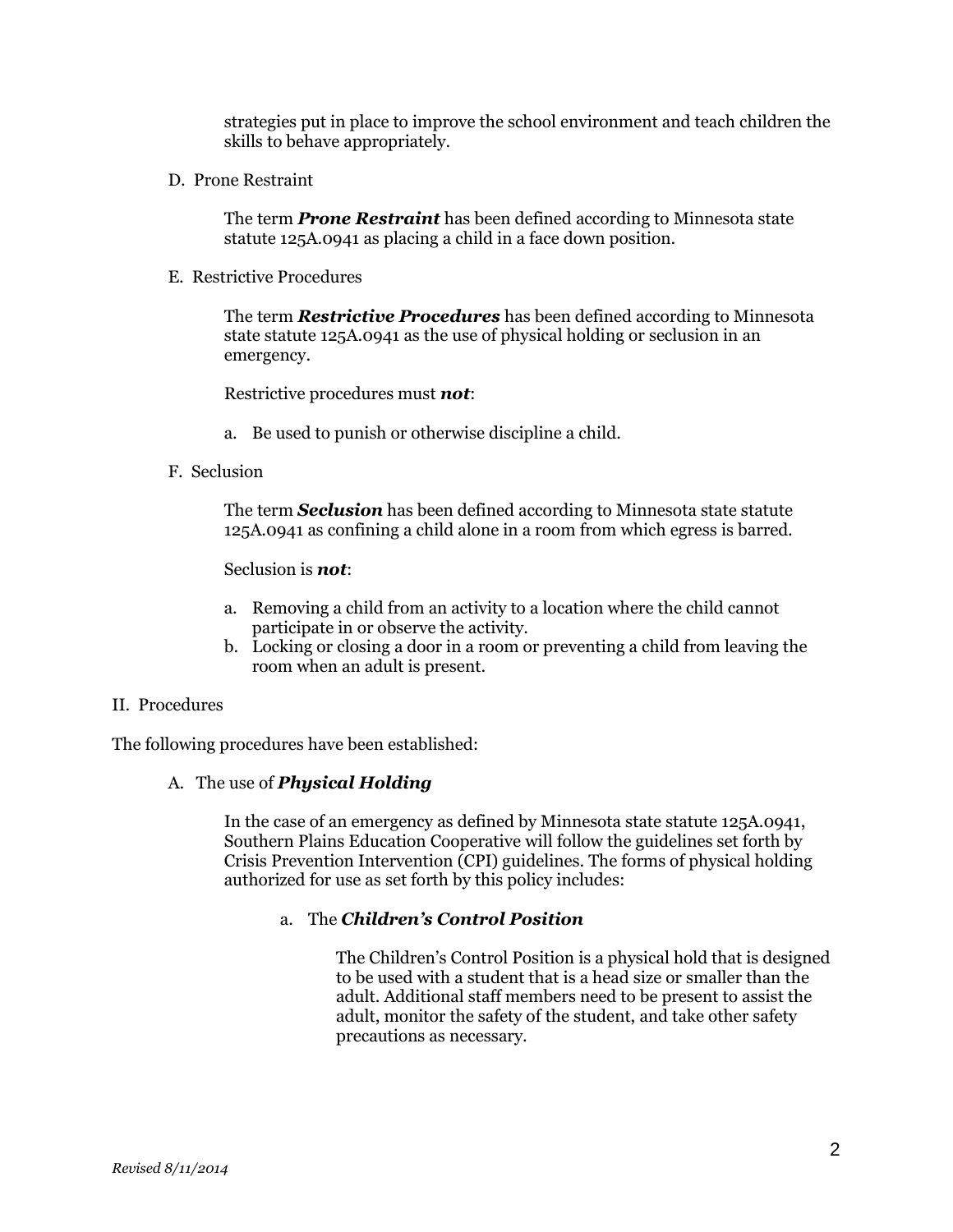strategies put in place to improve the school environment and teach children the skills to behave appropriately.

D. Prone Restraint

The term ***Prone Restraint*** has been defined according to Minnesota state statute 125A.0941 as placing a child in a face down position.

E. Restrictive Procedures

The term ***Restrictive Procedures*** has been defined according to Minnesota state statute 125A.0941 as the use of physical holding or seclusion in an emergency.

Restrictive procedures must ***not***:

a. Be used to punish or otherwise discipline a child.

F. Seclusion

The term ***Seclusion*** has been defined according to Minnesota state statute 125A.0941 as confining a child alone in a room from which egress is barred.

Seclusion is ***not***:

a. Removing a child from an activity to a location where the child cannot participate in or observe the activity.
b. Locking or closing a door in a room or preventing a child from leaving the room when an adult is present.

II. Procedures

The following procedures have been established:

A. The use of ***Physical Holding***

In the case of an emergency as defined by Minnesota state statute 125A.0941, Southern Plains Education Cooperative will follow the guidelines set forth by Crisis Prevention Intervention (CPI) guidelines. The forms of physical holding authorized for use as set forth by this policy includes:

a. The ***Children's Control Position***

The Children's Control Position is a physical hold that is designed to be used with a student that is a head size or smaller than the adult. Additional staff members need to be present to assist the adult, monitor the safety of the student, and take other safety precautions as necessary.

*Revised 8/11/2014*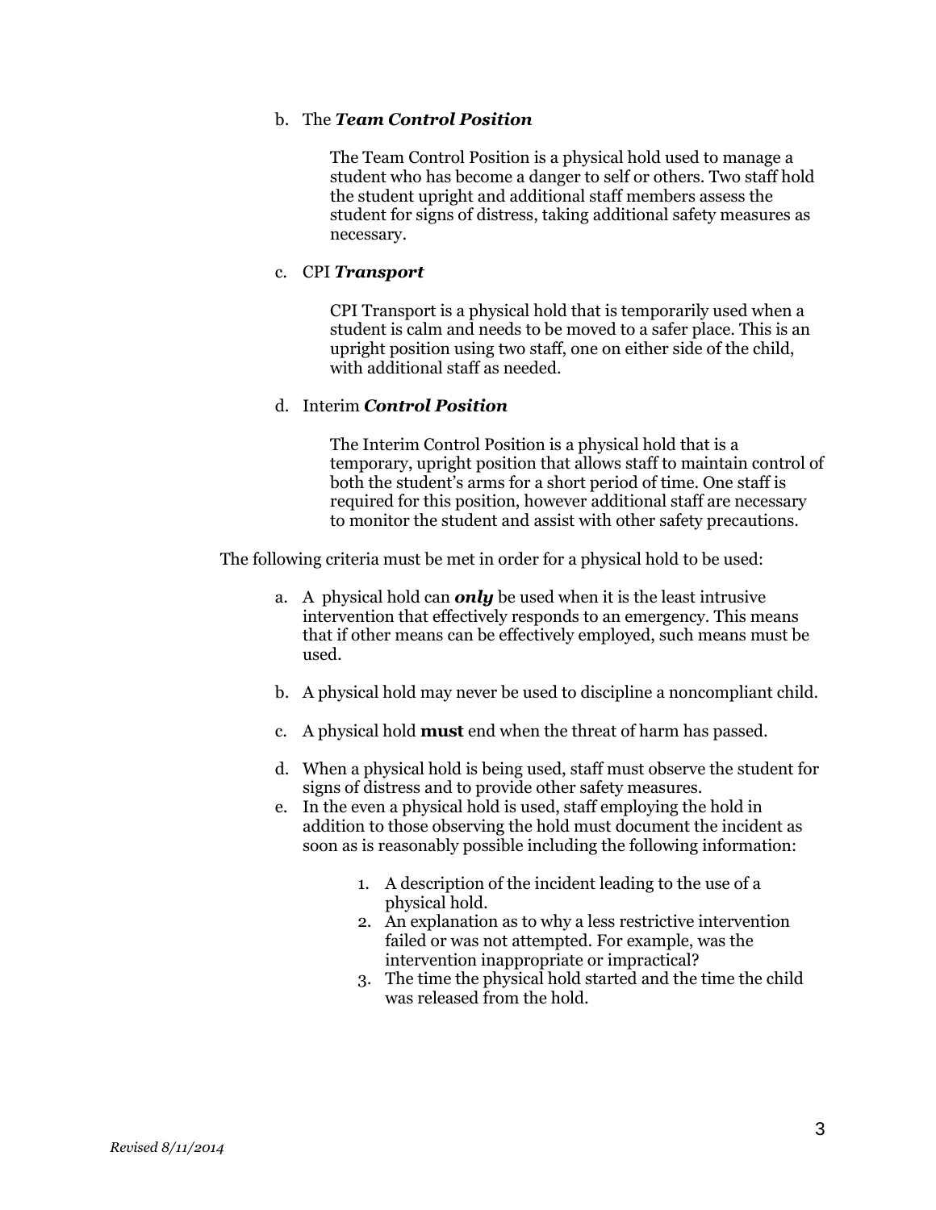b. The ***Team Control Position***

The Team Control Position is a physical hold used to manage a student who has become a danger to self or others. Two staff hold the student upright and additional staff members assess the student for signs of distress, taking additional safety measures as necessary.

c. CPI ***Transport***

CPI Transport is a physical hold that is temporarily used when a student is calm and needs to be moved to a safer place. This is an upright position using two staff, one on either side of the child, with additional staff as needed.

d. Interim ***Control Position***

The Interim Control Position is a physical hold that is a temporary, upright position that allows staff to maintain control of both the student's arms for a short period of time. One staff is required for this position, however additional staff are necessary to monitor the student and assist with other safety precautions.

The following criteria must be met in order for a physical hold to be used:

a. A physical hold can ***only*** be used when it is the least intrusive intervention that effectively responds to an emergency. This means that if other means can be effectively employed, such means must be used.

b. A physical hold may never be used to discipline a noncompliant child.

c. A physical hold **must** end when the threat of harm has passed.

d. When a physical hold is being used, staff must observe the student for signs of distress and to provide other safety measures.

e. In the even a physical hold is used, staff employing the hold in addition to those observing the hold must document the incident as soon as is reasonably possible including the following information:

   1. A description of the incident leading to the use of a physical hold.
   2. An explanation as to why a less restrictive intervention failed or was not attempted. For example, was the intervention inappropriate or impractical?
   3. The time the physical hold started and the time the child was released from the hold.

*Revised 8/11/2014*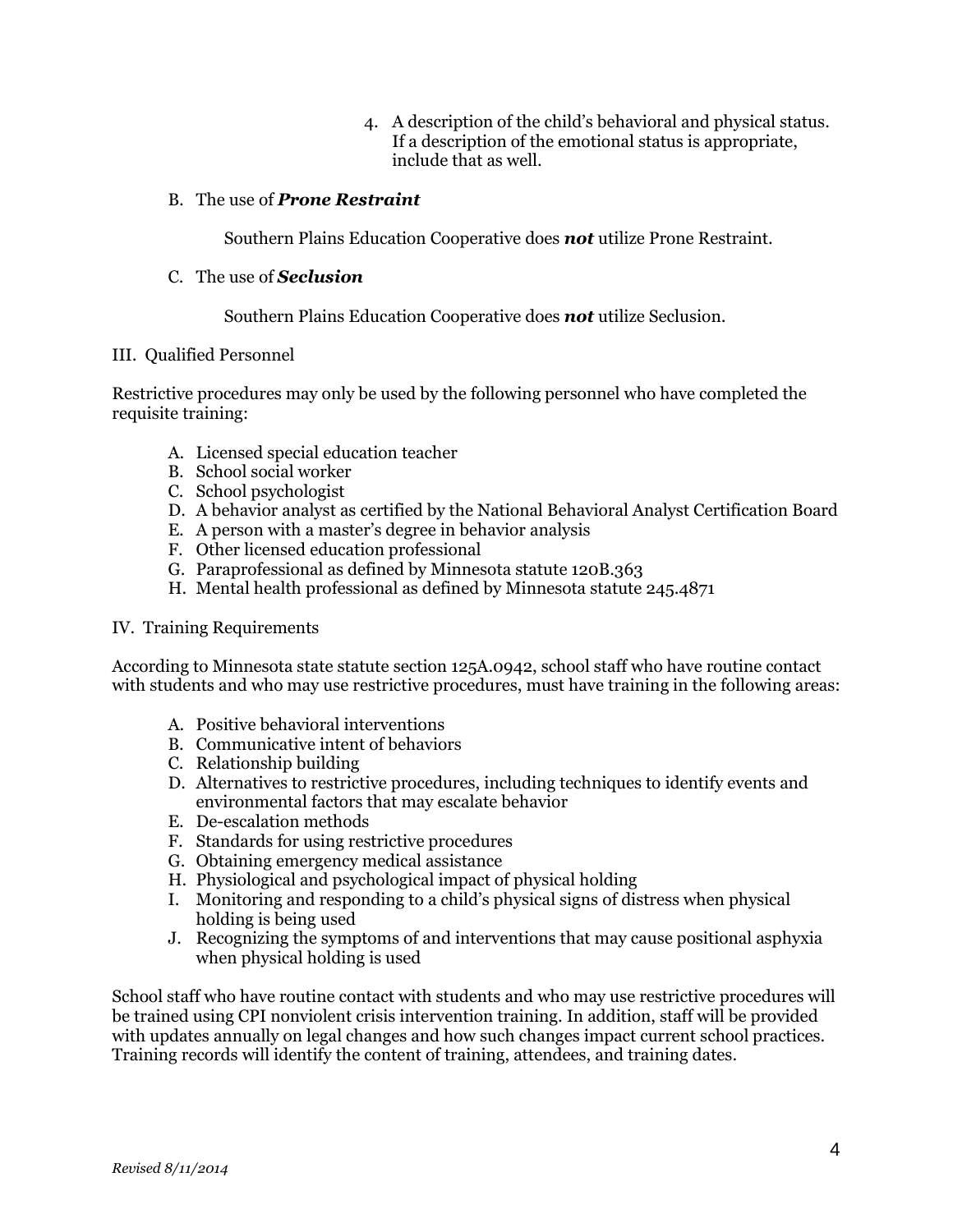4. A description of the child's behavioral and physical status. If a description of the emotional status is appropriate, include that as well.

B. The use of ***Prone Restraint***

Southern Plains Education Cooperative does ***not*** utilize Prone Restraint.

C. The use of ***Seclusion***

Southern Plains Education Cooperative does ***not*** utilize Seclusion.

## III. Qualified Personnel

Restrictive procedures may only be used by the following personnel who have completed the requisite training:

A. Licensed special education teacher
B. School social worker
C. School psychologist
D. A behavior analyst as certified by the National Behavioral Analyst Certification Board
E. A person with a master's degree in behavior analysis
F. Other licensed education professional
G. Paraprofessional as defined by Minnesota statute 120B.363
H. Mental health professional as defined by Minnesota statute 245.4871

## IV. Training Requirements

According to Minnesota state statute section 125A.0942, school staff who have routine contact with students and who may use restrictive procedures, must have training in the following areas:

A. Positive behavioral interventions
B. Communicative intent of behaviors
C. Relationship building
D. Alternatives to restrictive procedures, including techniques to identify events and environmental factors that may escalate behavior
E. De-escalation methods
F. Standards for using restrictive procedures
G. Obtaining emergency medical assistance
H. Physiological and psychological impact of physical holding
I. Monitoring and responding to a child's physical signs of distress when physical holding is being used
J. Recognizing the symptoms of and interventions that may cause positional asphyxia when physical holding is used

School staff who have routine contact with students and who may use restrictive procedures will be trained using CPI nonviolent crisis intervention training. In addition, staff will be provided with updates annually on legal changes and how such changes impact current school practices. Training records will identify the content of training, attendees, and training dates.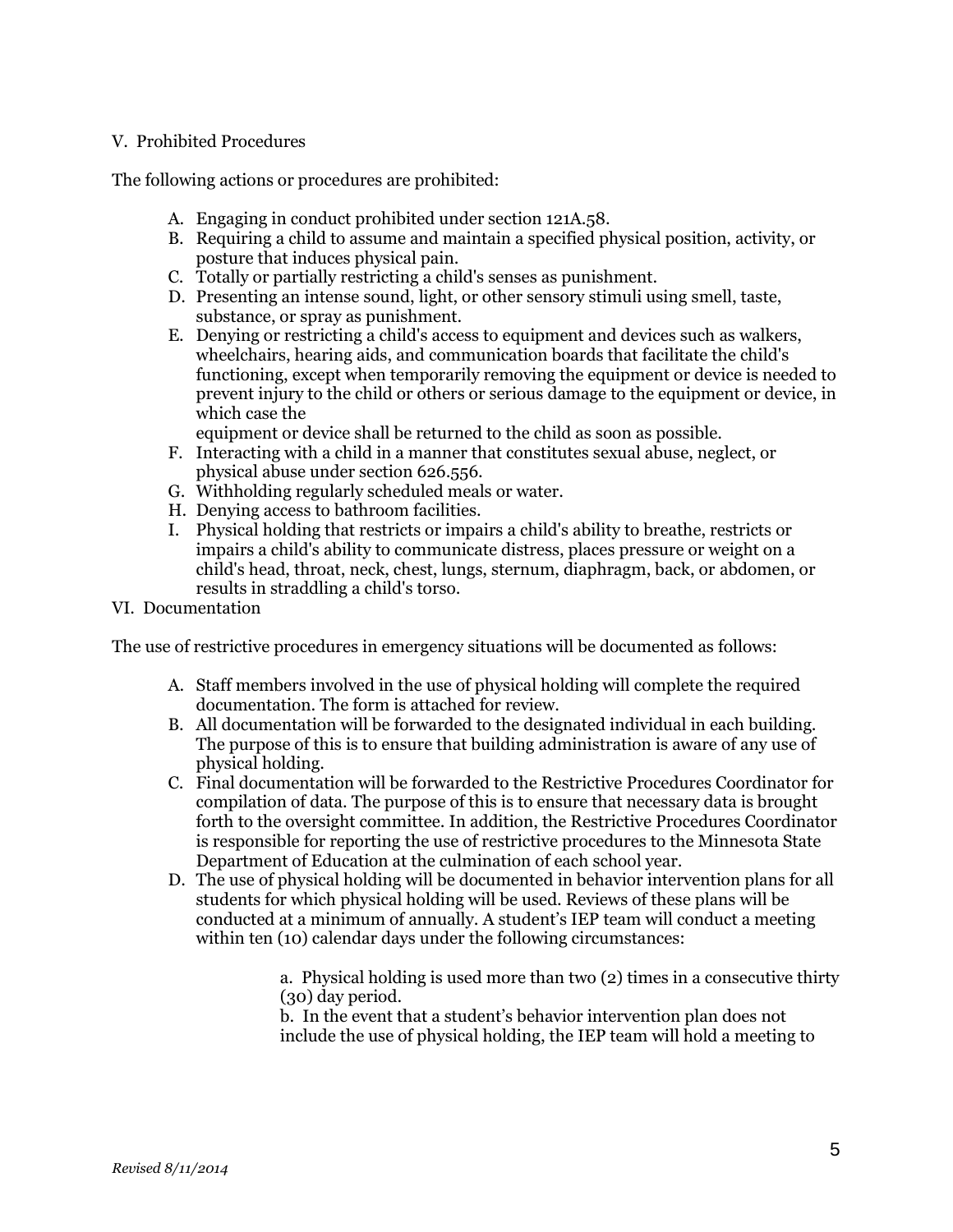## V. Prohibited Procedures

The following actions or procedures are prohibited:

A. Engaging in conduct prohibited under section 121A.58.
B. Requiring a child to assume and maintain a specified physical position, activity, or posture that induces physical pain.
C. Totally or partially restricting a child's senses as punishment.
D. Presenting an intense sound, light, or other sensory stimuli using smell, taste, substance, or spray as punishment.
E. Denying or restricting a child's access to equipment and devices such as walkers, wheelchairs, hearing aids, and communication boards that facilitate the child's functioning, except when temporarily removing the equipment or device is needed to prevent injury to the child or others or serious damage to the equipment or device, in which case the equipment or device shall be returned to the child as soon as possible.
F. Interacting with a child in a manner that constitutes sexual abuse, neglect, or physical abuse under section 626.556.
G. Withholding regularly scheduled meals or water.
H. Denying access to bathroom facilities.
I. Physical holding that restricts or impairs a child's ability to breathe, restricts or impairs a child's ability to communicate distress, places pressure or weight on a child's head, throat, neck, chest, lungs, sternum, diaphragm, back, or abdomen, or results in straddling a child's torso.

## VI. Documentation

The use of restrictive procedures in emergency situations will be documented as follows:

A. Staff members involved in the use of physical holding will complete the required documentation. The form is attached for review.
B. All documentation will be forwarded to the designated individual in each building. The purpose of this is to ensure that building administration is aware of any use of physical holding.
C. Final documentation will be forwarded to the Restrictive Procedures Coordinator for compilation of data. The purpose of this is to ensure that necessary data is brought forth to the oversight committee. In addition, the Restrictive Procedures Coordinator is responsible for reporting the use of restrictive procedures to the Minnesota State Department of Education at the culmination of each school year.
D. The use of physical holding will be documented in behavior intervention plans for all students for which physical holding will be used. Reviews of these plans will be conducted at a minimum of annually. A student's IEP team will conduct a meeting within ten (10) calendar days under the following circumstances:

    a. Physical holding is used more than two (2) times in a consecutive thirty (30) day period.
    b. In the event that a student's behavior intervention plan does not include the use of physical holding, the IEP team will hold a meeting to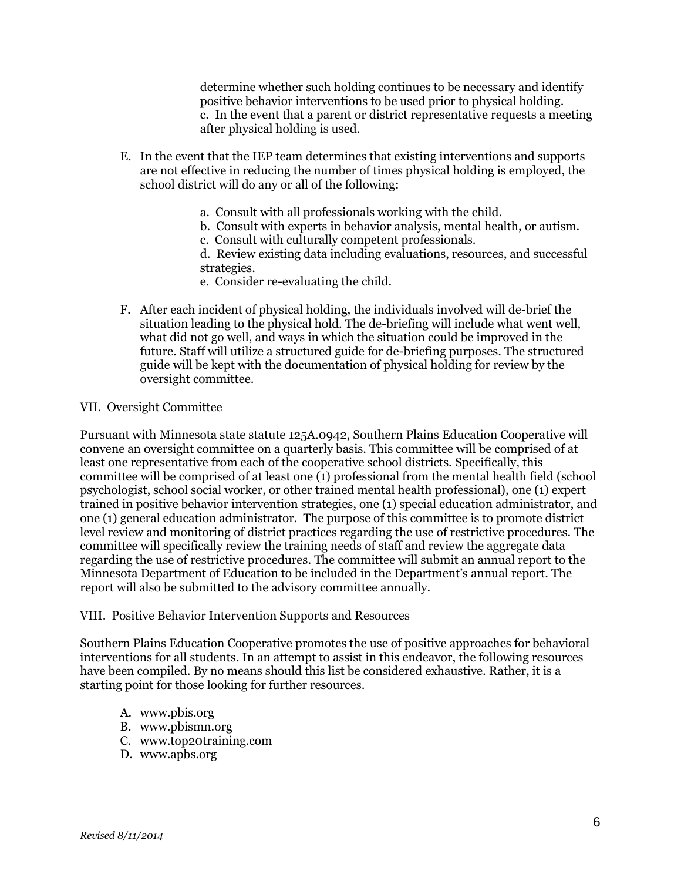determine whether such holding continues to be necessary and identify positive behavior interventions to be used prior to physical holding.
c. In the event that a parent or district representative requests a meeting after physical holding is used.

E. In the event that the IEP team determines that existing interventions and supports are not effective in reducing the number of times physical holding is employed, the school district will do any or all of the following:

   a. Consult with all professionals working with the child.
   b. Consult with experts in behavior analysis, mental health, or autism.
   c. Consult with culturally competent professionals.
   d. Review existing data including evaluations, resources, and successful strategies.
   e. Consider re-evaluating the child.

F. After each incident of physical holding, the individuals involved will de-brief the situation leading to the physical hold. The de-briefing will include what went well, what did not go well, and ways in which the situation could be improved in the future. Staff will utilize a structured guide for de-briefing purposes. The structured guide will be kept with the documentation of physical holding for review by the oversight committee.

VII. Oversight Committee

Pursuant with Minnesota state statute 125A.0942, Southern Plains Education Cooperative will convene an oversight committee on a quarterly basis. This committee will be comprised of at least one representative from each of the cooperative school districts. Specifically, this committee will be comprised of at least one (1) professional from the mental health field (school psychologist, school social worker, or other trained mental health professional), one (1) expert trained in positive behavior intervention strategies, one (1) special education administrator, and one (1) general education administrator. The purpose of this committee is to promote district level review and monitoring of district practices regarding the use of restrictive procedures. The committee will specifically review the training needs of staff and review the aggregate data regarding the use of restrictive procedures. The committee will submit an annual report to the Minnesota Department of Education to be included in the Department's annual report. The report will also be submitted to the advisory committee annually.

VIII. Positive Behavior Intervention Supports and Resources

Southern Plains Education Cooperative promotes the use of positive approaches for behavioral interventions for all students. In an attempt to assist in this endeavor, the following resources have been compiled. By no means should this list be considered exhaustive. Rather, it is a starting point for those looking for further resources.

A. www.pbis.org
B. www.pbismn.org
C. www.top20training.com
D. www.apbs.org

*Revised 8/11/2014*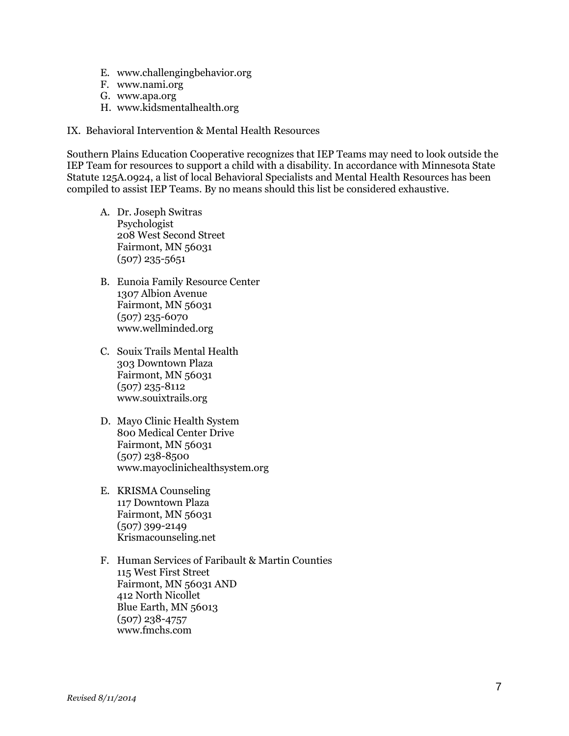E. www.challengingbehavior.org
F. www.nami.org
G. www.apa.org
H. www.kidsmentalhealth.org

IX. Behavioral Intervention & Mental Health Resources

Southern Plains Education Cooperative recognizes that IEP Teams may need to look outside the IEP Team for resources to support a child with a disability. In accordance with Minnesota State Statute 125A.0924, a list of local Behavioral Specialists and Mental Health Resources has been compiled to assist IEP Teams. By no means should this list be considered exhaustive.

A. Dr. Joseph Switras
   Psychologist
   208 West Second Street
   Fairmont, MN 56031
   (507) 235-5651

B. Eunoia Family Resource Center
   1307 Albion Avenue
   Fairmont, MN 56031
   (507) 235-6070
   www.wellminded.org

C. Souix Trails Mental Health
   303 Downtown Plaza
   Fairmont, MN 56031
   (507) 235-8112
   www.souixtrails.org

D. Mayo Clinic Health System
   800 Medical Center Drive
   Fairmont, MN 56031
   (507) 238-8500
   www.mayoclinichealthsystem.org

E. KRISMA Counseling
   117 Downtown Plaza
   Fairmont, MN 56031
   (507) 399-2149
   Krismacounseling.net

F. Human Services of Faribault & Martin Counties
   115 West First Street
   Fairmont, MN 56031 AND
   412 North Nicollet
   Blue Earth, MN 56013
   (507) 238-4757
   www.fmchs.com

*Revised 8/11/2014*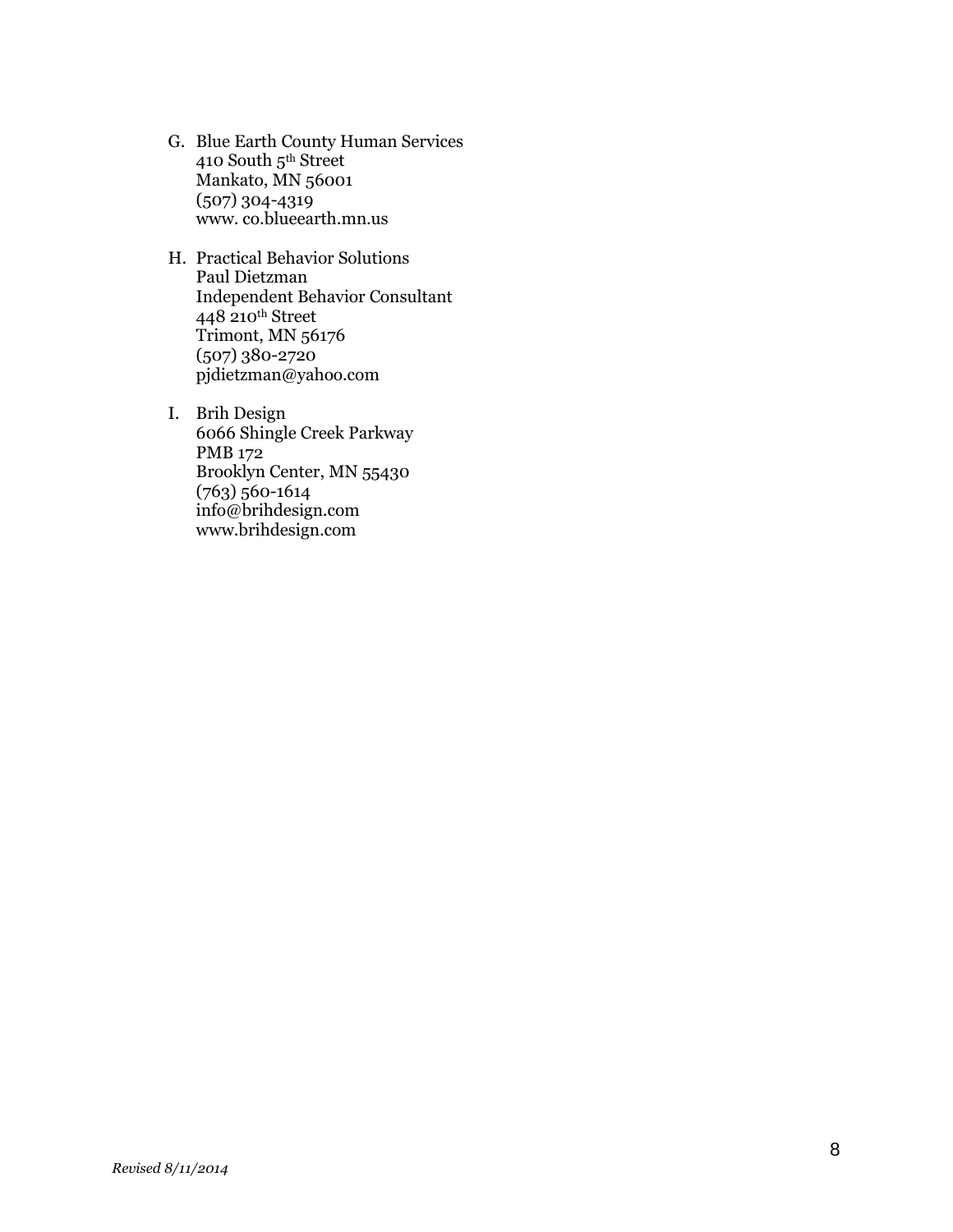G. Blue Earth County Human Services
   410 South 5th Street
   Mankato, MN 56001
   (507) 304-4319
   www. co.blueearth.mn.us

H. Practical Behavior Solutions
   Paul Dietzman
   Independent Behavior Consultant
   448 210th Street
   Trimont, MN 56176
   (507) 380-2720
   pjdietzman@yahoo.com

I. Brih Design
   6066 Shingle Creek Parkway
   PMB 172
   Brooklyn Center, MN 55430
   (763) 560-1614
   info@brihdesign.com
   www.brihdesign.com

*Revised 8/11/2014*